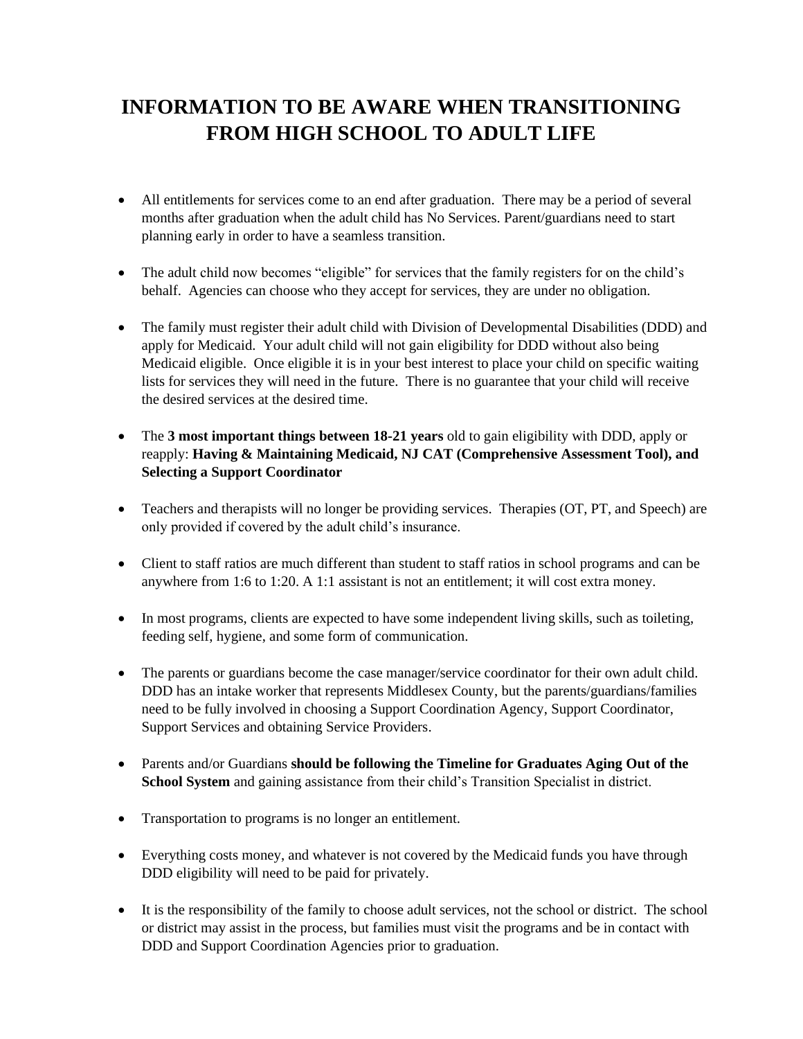# INFORMATION TO BE AWARE WHEN TRANSITIONING FROM HIGH SCHOOL TO ADULT LIFE

- All entitlements for services come to an end after graduation. There may be a period of several months after graduation when the adult child has No Services. Parent/guardians need to start planning early in order to have a seamless transition.

- The adult child now becomes "eligible" for services that the family registers for on the child's behalf. Agencies can choose who they accept for services, they are under no obligation.

- The family must register their adult child with Division of Developmental Disabilities (DDD) and apply for Medicaid. Your adult child will not gain eligibility for DDD without also being Medicaid eligible. Once eligible it is in your best interest to place your child on specific waiting lists for services they will need in the future. There is no guarantee that your child will receive the desired services at the desired time.

- The **3 most important things between 18-21 years** old to gain eligibility with DDD, apply or reapply: **Having & Maintaining Medicaid, NJ CAT (Comprehensive Assessment Tool), and Selecting a Support Coordinator**

- Teachers and therapists will no longer be providing services. Therapies (OT, PT, and Speech) are only provided if covered by the adult child's insurance.

- Client to staff ratios are much different than student to staff ratios in school programs and can be anywhere from 1:6 to 1:20. A 1:1 assistant is not an entitlement; it will cost extra money.

- In most programs, clients are expected to have some independent living skills, such as toileting, feeding self, hygiene, and some form of communication.

- The parents or guardians become the case manager/service coordinator for their own adult child. DDD has an intake worker that represents Middlesex County, but the parents/guardians/families need to be fully involved in choosing a Support Coordination Agency, Support Coordinator, Support Services and obtaining Service Providers.

- Parents and/or Guardians **should be following the Timeline for Graduates Aging Out of the School System** and gaining assistance from their child's Transition Specialist in district.

- Transportation to programs is no longer an entitlement.

- Everything costs money, and whatever is not covered by the Medicaid funds you have through DDD eligibility will need to be paid for privately.

- It is the responsibility of the family to choose adult services, not the school or district. The school or district may assist in the process, but families must visit the programs and be in contact with DDD and Support Coordination Agencies prior to graduation.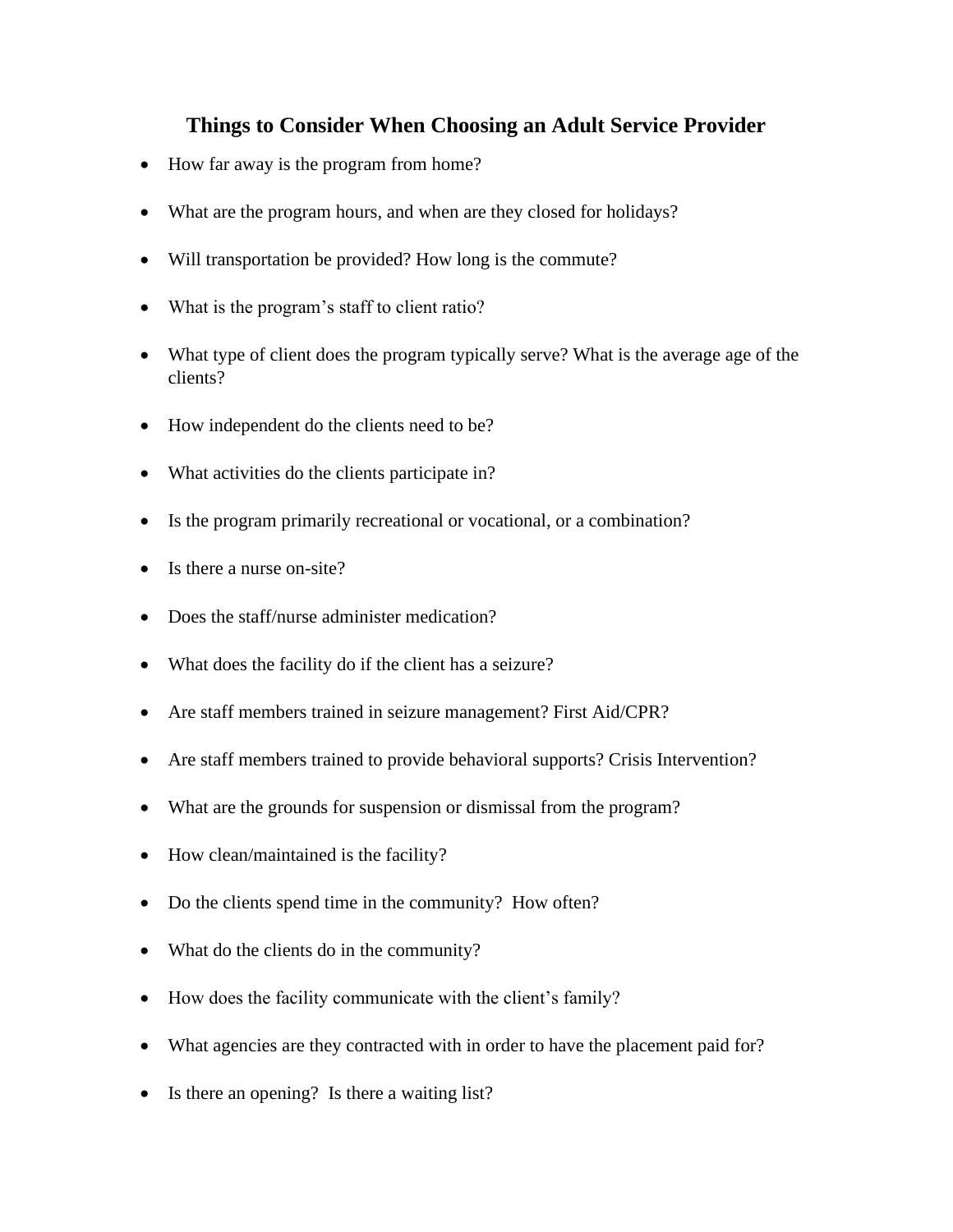## Things to Consider When Choosing an Adult Service Provider

- How far away is the program from home?
- What are the program hours, and when are they closed for holidays?
- Will transportation be provided? How long is the commute?
- What is the program's staff to client ratio?
- What type of client does the program typically serve? What is the average age of the clients?
- How independent do the clients need to be?
- What activities do the clients participate in?
- Is the program primarily recreational or vocational, or a combination?
- Is there a nurse on-site?
- Does the staff/nurse administer medication?
- What does the facility do if the client has a seizure?
- Are staff members trained in seizure management? First Aid/CPR?
- Are staff members trained to provide behavioral supports? Crisis Intervention?
- What are the grounds for suspension or dismissal from the program?
- How clean/maintained is the facility?
- Do the clients spend time in the community? How often?
- What do the clients do in the community?
- How does the facility communicate with the client's family?
- What agencies are they contracted with in order to have the placement paid for?
- Is there an opening? Is there a waiting list?